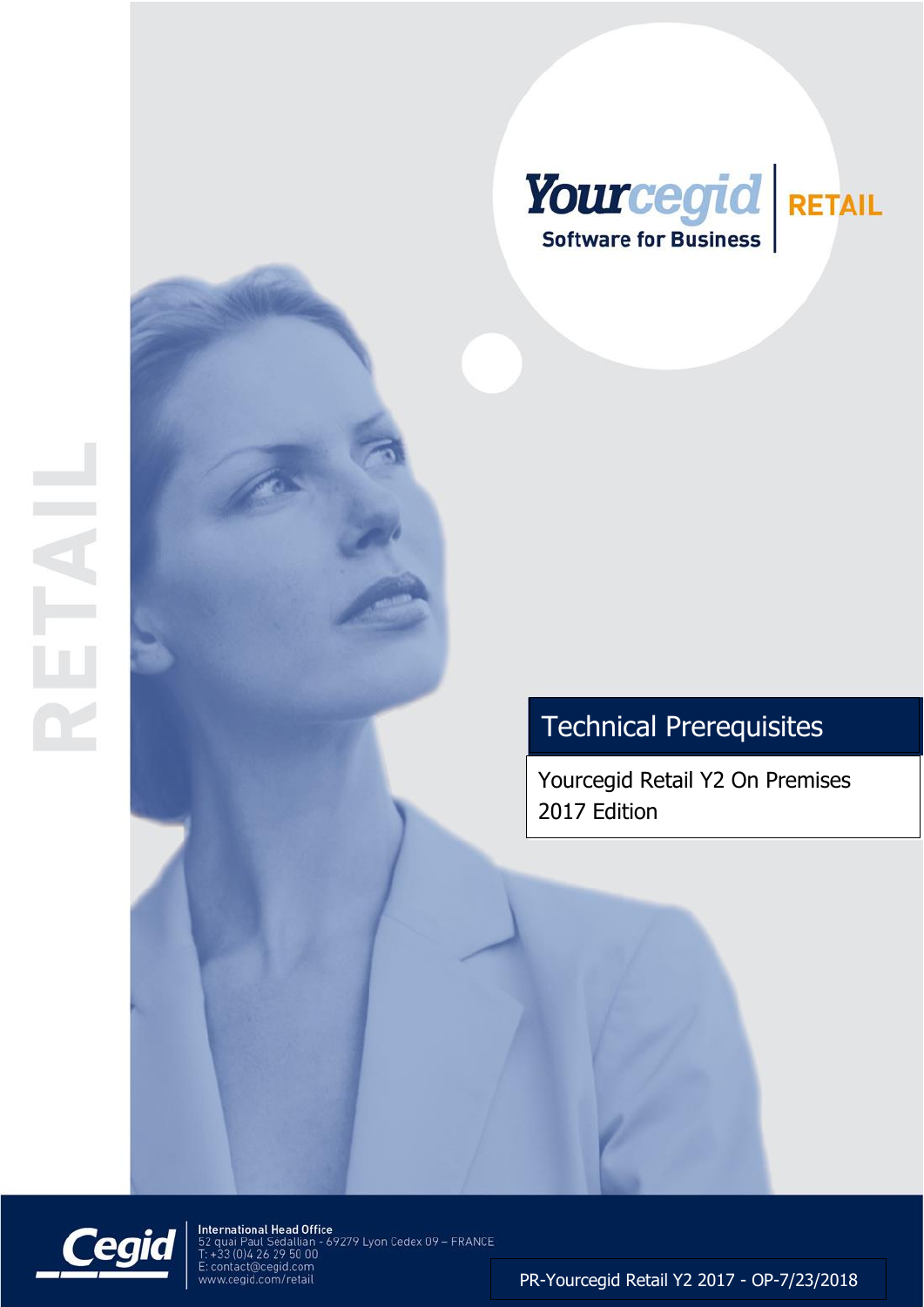Yourcegid
Software for Business

RETAIL

RETAIL

# Technical Prerequisites

Yourcegid Retail Y2 On Premises
2017 Edition

Cegid

**International Head Office**
52 quai Paul Sedallian - 69279 Lyon Cedex 09 – FRANCE
T: +33 (0)4 26 29 50 00
E: contact@cegid.com
www.cegid.com/retail

PR-Yourcegid Retail Y2 2017 - OP-7/23/2018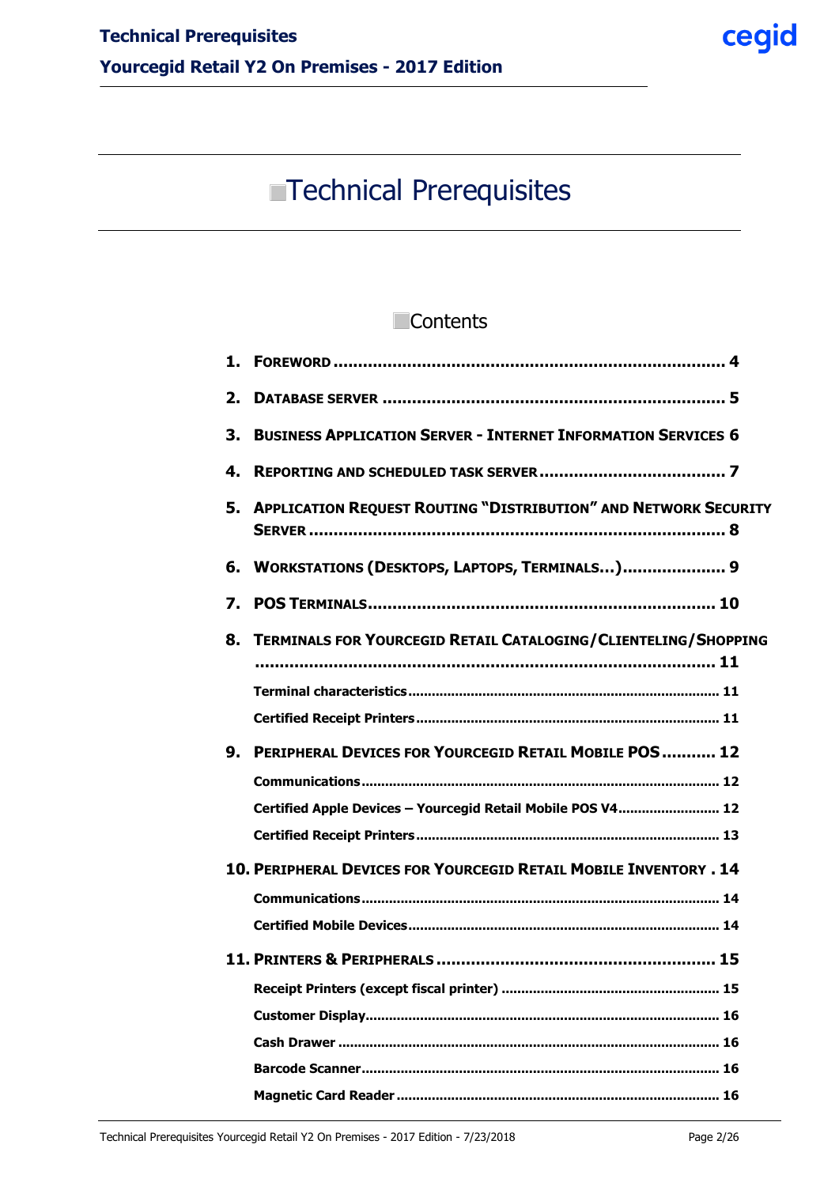# Technical Prerequisites

## Contents

1. **FOREWORD** ........ 4
2. **DATABASE SERVER** ........ 5
3. **BUSINESS APPLICATION SERVER - INTERNET INFORMATION SERVICES** 6
4. **REPORTING AND SCHEDULED TASK SERVER** ........ 7
5. **APPLICATION REQUEST ROUTING "DISTRIBUTION" AND NETWORK SECURITY SERVER** ........ 8
6. **WORKSTATIONS (DESKTOPS, LAPTOPS, TERMINALS…)** ........ 9
7. **POS TERMINALS** ........ 10
8. **TERMINALS FOR YOURCEGID RETAIL CATALOGING/CLIENTELING/SHOPPING** ........ 11
   - **Terminal characteristics** ........ 11
   - **Certified Receipt Printers** ........ 11
9. **PERIPHERAL DEVICES FOR YOURCEGID RETAIL MOBILE POS** ........ 12
   - **Communications** ........ 12
   - **Certified Apple Devices – Yourcegid Retail Mobile POS V4** ........ 12
   - **Certified Receipt Printers** ........ 13
10. **PERIPHERAL DEVICES FOR YOURCEGID RETAIL MOBILE INVENTORY** . 14
    - **Communications** ........ 14
    - **Certified Mobile Devices** ........ 14
11. **PRINTERS & PERIPHERALS** ........ 15
    - **Receipt Printers (except fiscal printer)** ........ 15
    - **Customer Display** ........ 16
    - **Cash Drawer** ........ 16
    - **Barcode Scanner** ........ 16
    - **Magnetic Card Reader** ........ 16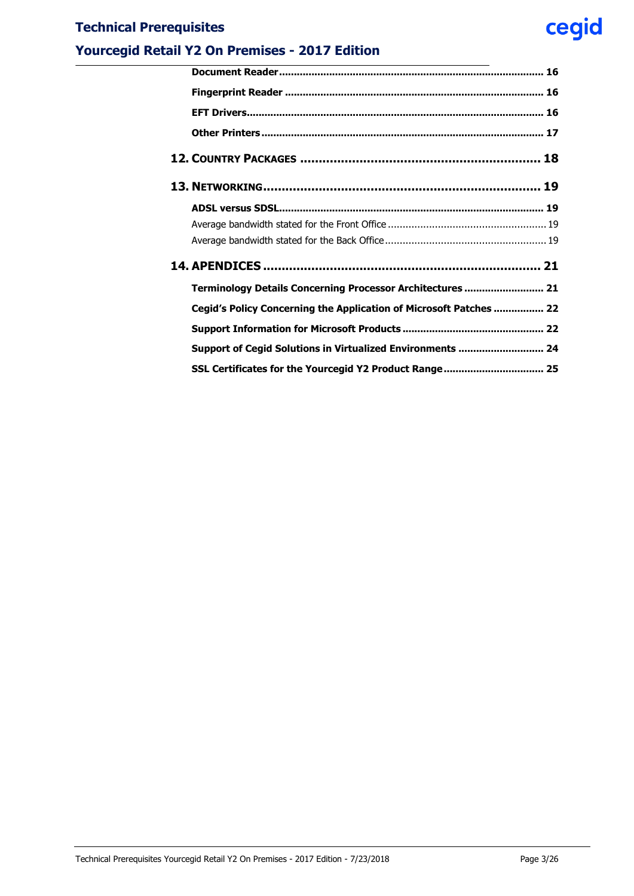**Document Reader** ........................................................................................ 16

**Fingerprint Reader** ...................................................................................... 16

**EFT Drivers** ................................................................................................... 16

**Other Printers** .............................................................................................. 17

**12. Country Packages** ............................................................. 18

**13. Networking** ........................................................................ 19

**ADSL versus SDSL** ........................................................................................ 19

Average bandwidth stated for the Front Office ...................................................... 19

Average bandwidth stated for the Back Office ....................................................... 19

**14. APENDICES** ....................................................................... 21

**Terminology Details Concerning Processor Architectures** ........................... 21

**Cegid's Policy Concerning the Application of Microsoft Patches** ................. 22

**Support Information for Microsoft Products** ............................................... 22

**Support of Cegid Solutions in Virtualized Environments** ............................ 24

**SSL Certificates for the Yourcegid Y2 Product Range** ................................. 25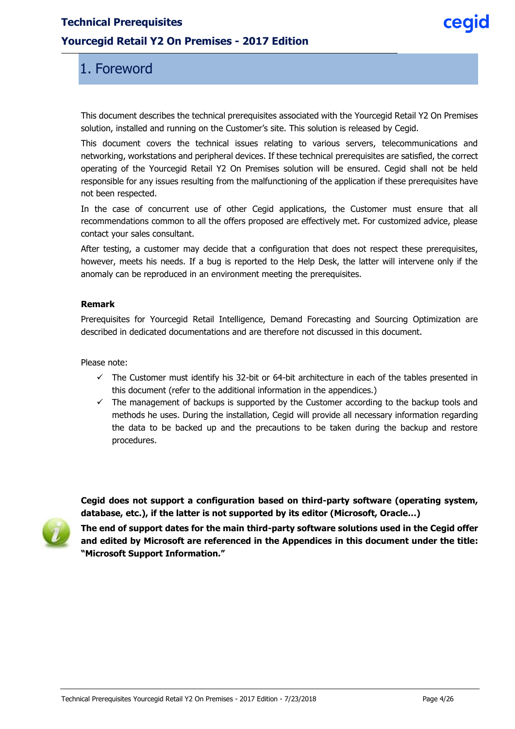# 1. Foreword

This document describes the technical prerequisites associated with the Yourcegid Retail Y2 On Premises solution, installed and running on the Customer's site. This solution is released by Cegid.

This document covers the technical issues relating to various servers, telecommunications and networking, workstations and peripheral devices. If these technical prerequisites are satisfied, the correct operating of the Yourcegid Retail Y2 On Premises solution will be ensured. Cegid shall not be held responsible for any issues resulting from the malfunctioning of the application if these prerequisites have not been respected.

In the case of concurrent use of other Cegid applications, the Customer must ensure that all recommendations common to all the offers proposed are effectively met. For customized advice, please contact your sales consultant.

After testing, a customer may decide that a configuration that does not respect these prerequisites, however, meets his needs. If a bug is reported to the Help Desk, the latter will intervene only if the anomaly can be reproduced in an environment meeting the prerequisites.

**Remark**

Prerequisites for Yourcegid Retail Intelligence, Demand Forecasting and Sourcing Optimization are described in dedicated documentations and are therefore not discussed in this document.

Please note:

- ✓ The Customer must identify his 32-bit or 64-bit architecture in each of the tables presented in this document (refer to the additional information in the appendices.)
- ✓ The management of backups is supported by the Customer according to the backup tools and methods he uses. During the installation, Cegid will provide all necessary information regarding the data to be backed up and the precautions to be taken during the backup and restore procedures.

**Cegid does not support a configuration based on third-party software (operating system, database, etc.), if the latter is not supported by its editor (Microsoft, Oracle…)**

**The end of support dates for the main third-party software solutions used in the Cegid offer and edited by Microsoft are referenced in the Appendices in this document under the title: "Microsoft Support Information."**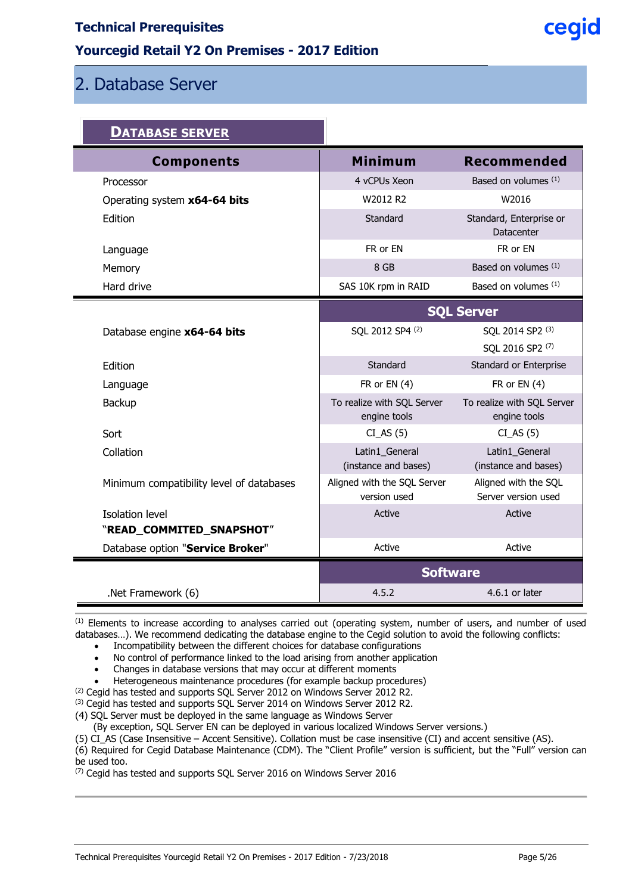## 2. Database Server

**DATABASE SERVER**

| Components | Minimum | Recommended |
|---|---|---|
| Processor | 4 vCPUs Xeon | Based on volumes [1] |
| Operating system **x64-64 bits** | W2012 R2 | W2016 |
| Edition | Standard | Standard, Enterprise or Datacenter |
| Language | FR or EN | FR or EN |
| Memory | 8 GB | Based on volumes [1] |
| Hard drive | SAS 10K rpm in RAID | Based on volumes [1] |
| | **SQL Server** | |
| Database engine **x64-64 bits** | SQL 2012 SP4 [2] | SQL 2014 SP2 [3]<br>SQL 2016 SP2 [7] |
| Edition | Standard | Standard or Enterprise |
| Language | FR or EN (4) | FR or EN (4) |
| Backup | To realize with SQL Server engine tools | To realize with SQL Server engine tools |
| Sort | CI_AS (5) | CI_AS (5) |
| Collation | Latin1_General (instance and bases) | Latin1_General (instance and bases) |
| Minimum compatibility level of databases | Aligned with the SQL Server version used | Aligned with the SQL Server version used |
| Isolation level **"READ_COMMITED_SNAPSHOT"** | Active | Active |
| Database option "**Service Broker**" | Active | Active |
| | **Software** | |
| .Net Framework (6) | 4.5.2 | 4.6.1 or later |

[1] Elements to increase according to analyses carried out (operating system, number of users, and number of used databases…). We recommend dedicating the database engine to the Cegid solution to avoid the following conflicts:

- Incompatibility between the different choices for database configurations
- No control of performance linked to the load arising from another application
- Changes in database versions that may occur at different moments
- Heterogeneous maintenance procedures (for example backup procedures)

[2] Cegid has tested and supports SQL Server 2012 on Windows Server 2012 R2.
[3] Cegid has tested and supports SQL Server 2014 on Windows Server 2012 R2.
(4) SQL Server must be deployed in the same language as Windows Server
(By exception, SQL Server EN can be deployed in various localized Windows Server versions.)
(5) CI_AS (Case Insensitive – Accent Sensitive). Collation must be case insensitive (CI) and accent sensitive (AS).
(6) Required for Cegid Database Maintenance (CDM). The "Client Profile" version is sufficient, but the "Full" version can be used too.
[7] Cegid has tested and supports SQL Server 2016 on Windows Server 2016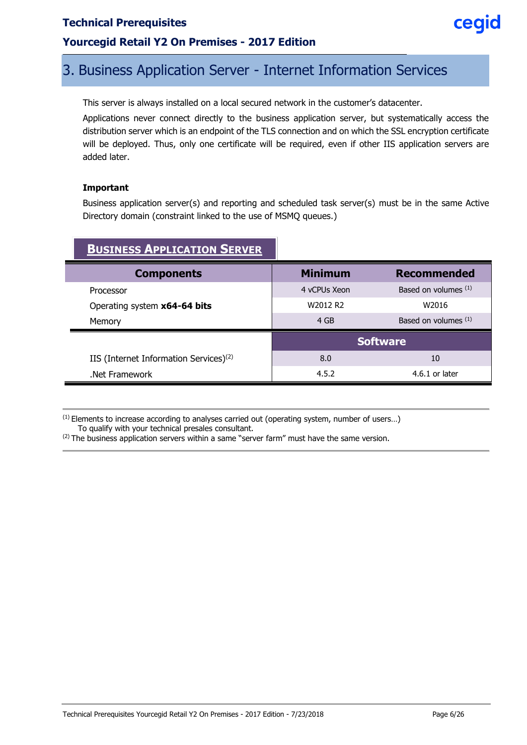# 3. Business Application Server - Internet Information Services

This server is always installed on a local secured network in the customer's datacenter.

Applications never connect directly to the business application server, but systematically access the distribution server which is an endpoint of the TLS connection and on which the SSL encryption certificate will be deployed. Thus, only one certificate will be required, even if other IIS application servers are added later.

**Important**

Business application server(s) and reporting and scheduled task server(s) must be in the same Active Directory domain (constraint linked to the use of MSMQ queues.)

**BUSINESS APPLICATION SERVER**

| Components | Minimum | Recommended |
|---|---|---|
| Processor | 4 vCPUs Xeon | Based on volumes [1] |
| Operating system **x64-64 bits** | W2012 R2 | W2016 |
| Memory | 4 GB | Based on volumes [1] |
| | **Software** | |
| IIS (Internet Information Services)[2] | 8.0 | 10 |
| .Net Framework | 4.5.2 | 4.6.1 or later |

[1] Elements to increase according to analyses carried out (operating system, number of users…)
To qualify with your technical presales consultant.
[2] The business application servers within a same "server farm" must have the same version.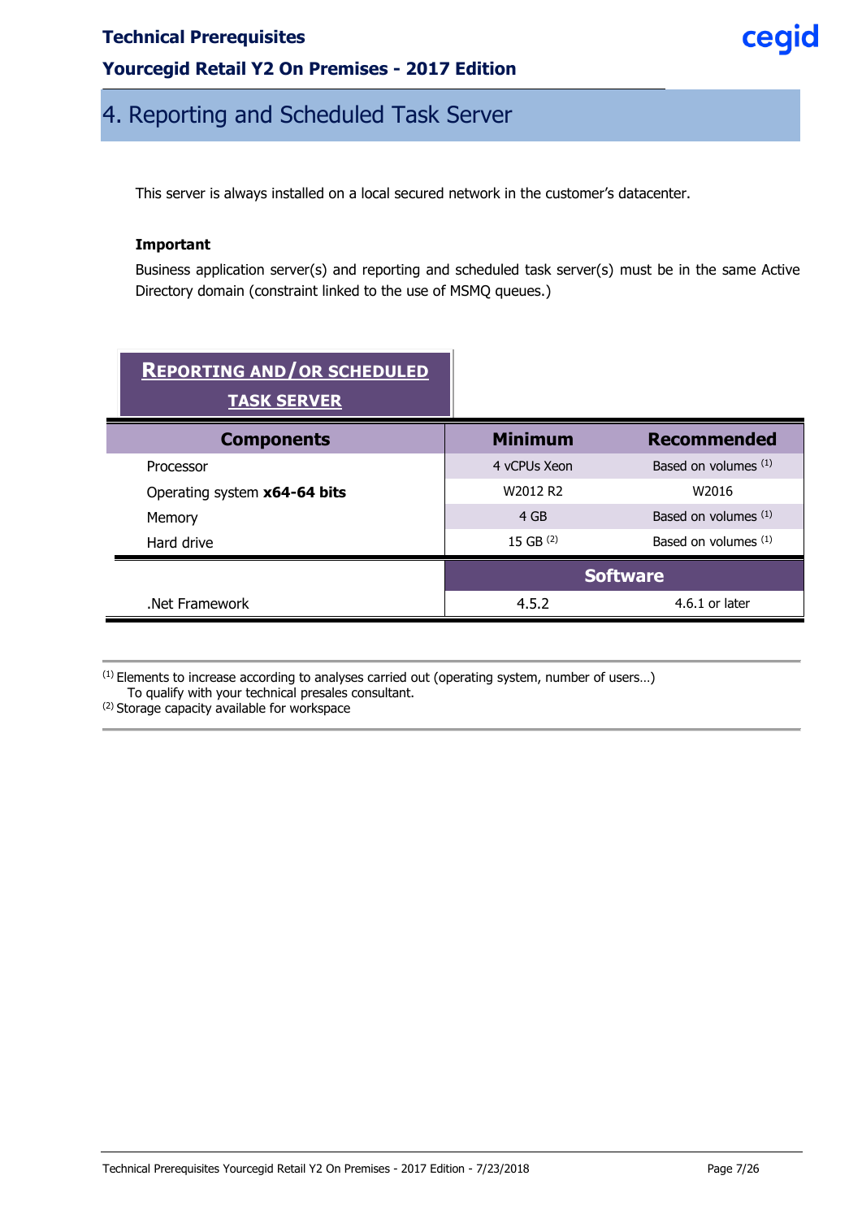# 4. Reporting and Scheduled Task Server

This server is always installed on a local secured network in the customer's datacenter.

**Important**

Business application server(s) and reporting and scheduled task server(s) must be in the same Active Directory domain (constraint linked to the use of MSMQ queues.)

**REPORTING AND/OR SCHEDULED TASK SERVER**

| Components | Minimum | Recommended |
|---|---|---|
| Processor | 4 vCPUs Xeon | Based on volumes [1] |
| Operating system **x64-64 bits** | W2012 R2 | W2016 |
| Memory | 4 GB | Based on volumes [1] |
| Hard drive | 15 GB [2] | Based on volumes [1] |
| | **Software** | |
| .Net Framework | 4.5.2 | 4.6.1 or later |

[1] Elements to increase according to analyses carried out (operating system, number of users…)
To qualify with your technical presales consultant.

[2] Storage capacity available for workspace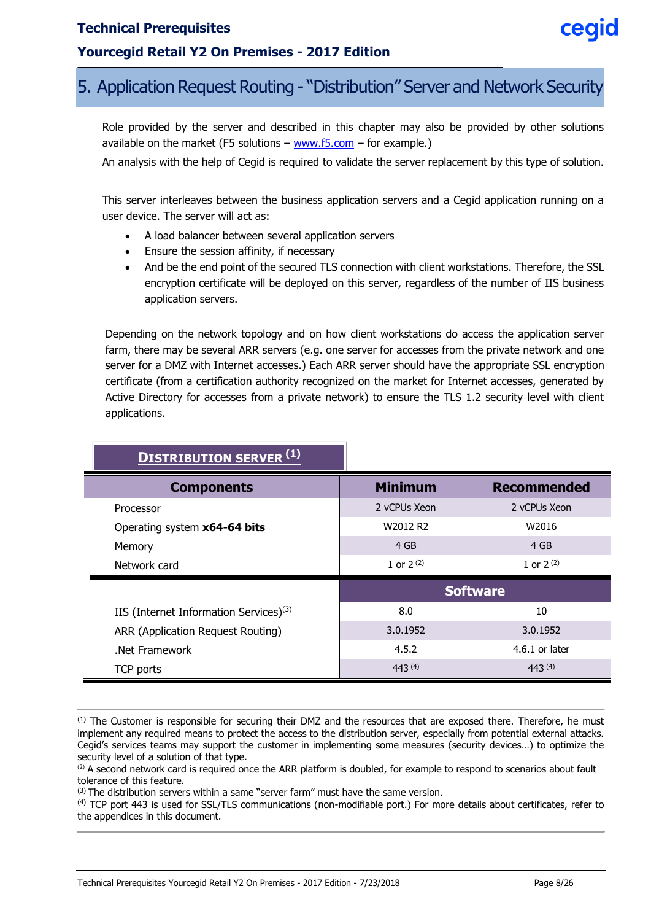# 5. Application Request Routing - "Distribution" Server and Network Security

Role provided by the server and described in this chapter may also be provided by other solutions available on the market (F5 solutions – www.f5.com – for example.)

An analysis with the help of Cegid is required to validate the server replacement by this type of solution.

This server interleaves between the business application servers and a Cegid application running on a user device. The server will act as:

- A load balancer between several application servers
- Ensure the session affinity, if necessary
- And be the end point of the secured TLS connection with client workstations. Therefore, the SSL encryption certificate will be deployed on this server, regardless of the number of IIS business application servers.

Depending on the network topology and on how client workstations do access the application server farm, there may be several ARR servers (e.g. one server for accesses from the private network and one server for a DMZ with Internet accesses.) Each ARR server should have the appropriate SSL encryption certificate (from a certification authority recognized on the market for Internet accesses, generated by Active Directory for accesses from a private network) to ensure the TLS 1.2 security level with client applications.

**DISTRIBUTION SERVER [1]**

| Components | Minimum | Recommended |
|---|---|---|
| Processor | 2 vCPUs Xeon | 2 vCPUs Xeon |
| Operating system **x64-64 bits** | W2012 R2 | W2016 |
| Memory | 4 GB | 4 GB |
| Network card | 1 or 2 [2] | 1 or 2 [2] |
| | **Software** | |
| IIS (Internet Information Services)[3] | 8.0 | 10 |
| ARR (Application Request Routing) | 3.0.1952 | 3.0.1952 |
| .Net Framework | 4.5.2 | 4.6.1 or later |
| TCP ports | 443 [4] | 443 [4] |

[1] The Customer is responsible for securing their DMZ and the resources that are exposed there. Therefore, he must implement any required means to protect the access to the distribution server, especially from potential external attacks. Cegid's services teams may support the customer in implementing some measures (security devices…) to optimize the security level of a solution of that type.

[2] A second network card is required once the ARR platform is doubled, for example to respond to scenarios about fault tolerance of this feature.

[3] The distribution servers within a same "server farm" must have the same version.

[4] TCP port 443 is used for SSL/TLS communications (non-modifiable port.) For more details about certificates, refer to the appendices in this document.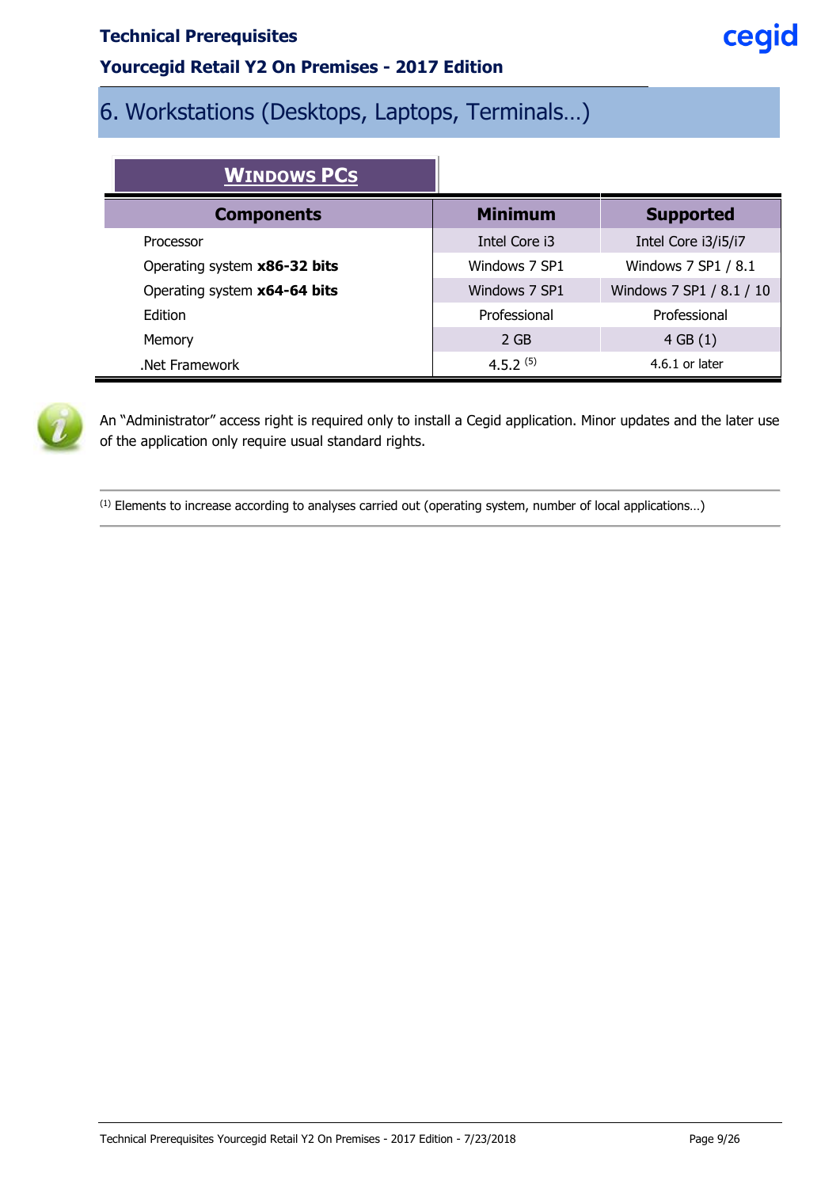# 6. Workstations (Desktops, Laptops, Terminals…)

**WINDOWS PCS**

| Components | Minimum | Supported |
|---|---|---|
| Processor | Intel Core i3 | Intel Core i3/i5/i7 |
| Operating system **x86-32 bits** | Windows 7 SP1 | Windows 7 SP1 / 8.1 |
| Operating system **x64-64 bits** | Windows 7 SP1 | Windows 7 SP1 / 8.1 / 10 |
| Edition | Professional | Professional |
| Memory | 2 GB | 4 GB (1) |
| .Net Framework | 4.5.2 [5] | 4.6.1 or later |

An "Administrator" access right is required only to install a Cegid application. Minor updates and the later use of the application only require usual standard rights.

[1] Elements to increase according to analyses carried out (operating system, number of local applications…)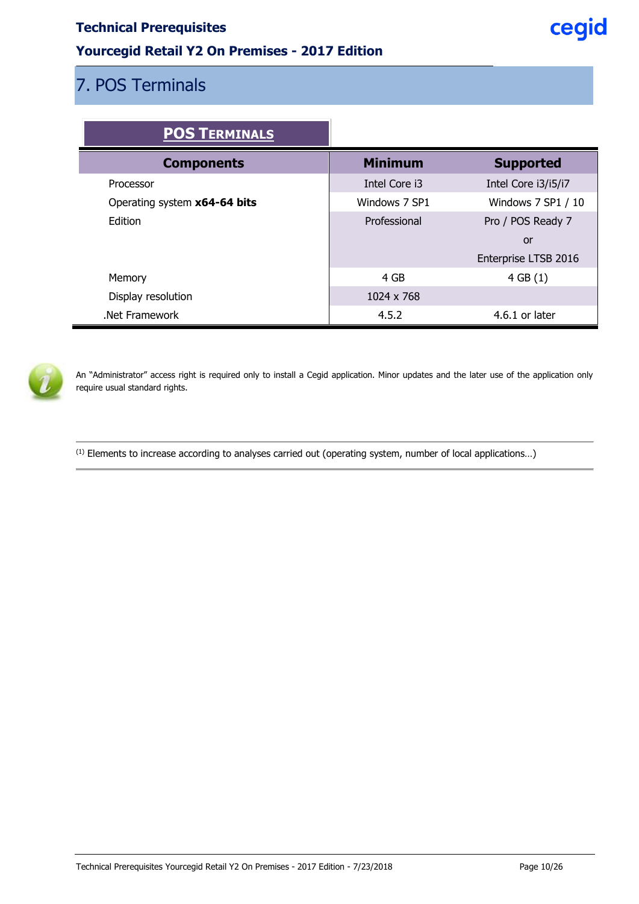## 7. POS Terminals

**POS TERMINALS**

| Components | Minimum | Supported |
|---|---|---|
| Processor | Intel Core i3 | Intel Core i3/i5/i7 |
| Operating system **x64-64 bits** | Windows 7 SP1 | Windows 7 SP1 / 10 |
| Edition | Professional | Pro / POS Ready 7 or Enterprise LTSB 2016 |
| Memory | 4 GB | 4 GB (1) |
| Display resolution | 1024 x 768 | |
| .Net Framework | 4.5.2 | 4.6.1 or later |

An "Administrator" access right is required only to install a Cegid application. Minor updates and the later use of the application only require usual standard rights.

---

(1) Elements to increase according to analyses carried out (operating system, number of local applications…)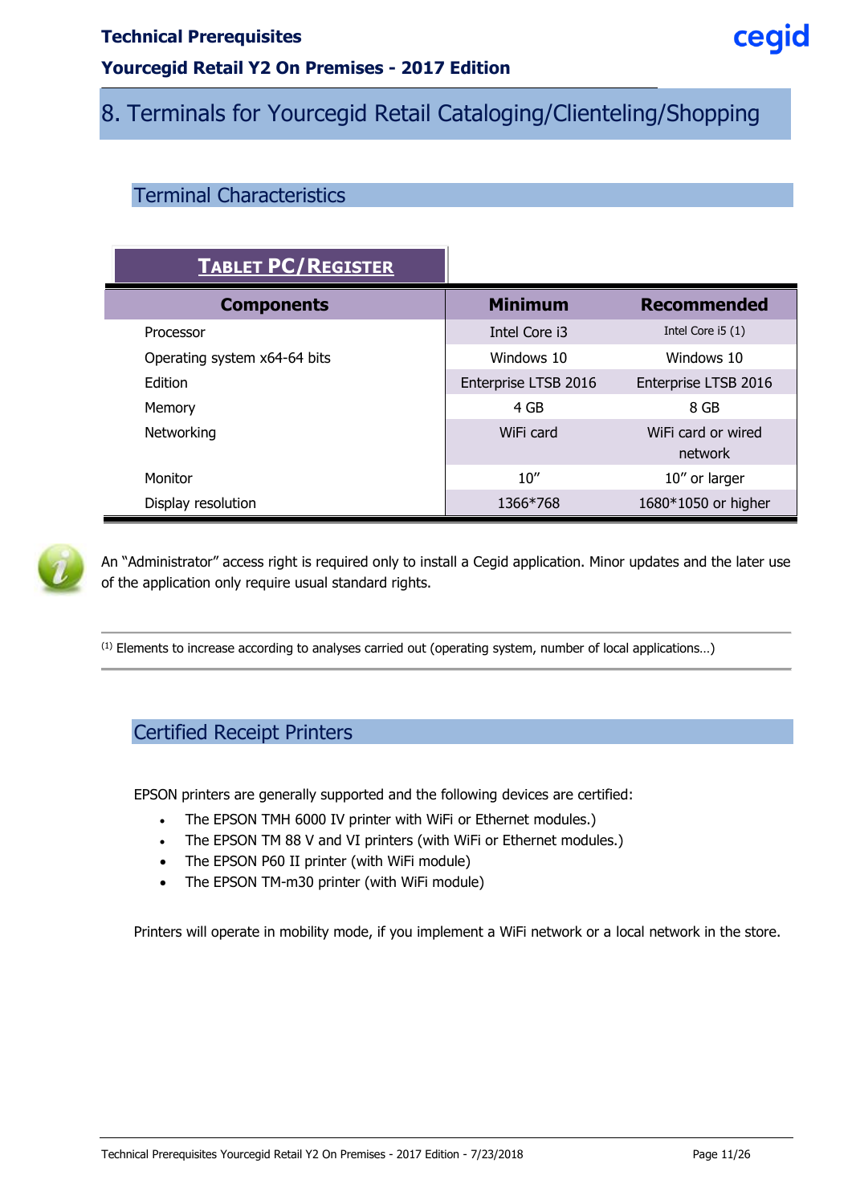# 8. Terminals for Yourcegid Retail Cataloging/Clienteling/Shopping

## Terminal Characteristics

**TABLET PC/REGISTER**

| Components | Minimum | Recommended |
|---|---|---|
| Processor | Intel Core i3 | Intel Core i5 (1) |
| Operating system x64-64 bits | Windows 10 | Windows 10 |
| Edition | Enterprise LTSB 2016 | Enterprise LTSB 2016 |
| Memory | 4 GB | 8 GB |
| Networking | WiFi card | WiFi card or wired network |
| Monitor | 10" | 10" or larger |
| Display resolution | 1366*768 | 1680*1050 or higher |

An "Administrator" access right is required only to install a Cegid application. Minor updates and the later use of the application only require usual standard rights.

(1) Elements to increase according to analyses carried out (operating system, number of local applications…)

## Certified Receipt Printers

EPSON printers are generally supported and the following devices are certified:

- The EPSON TMH 6000 IV printer with WiFi or Ethernet modules.)
- The EPSON TM 88 V and VI printers (with WiFi or Ethernet modules.)
- The EPSON P60 II printer (with WiFi module)
- The EPSON TM-m30 printer (with WiFi module)

Printers will operate in mobility mode, if you implement a WiFi network or a local network in the store.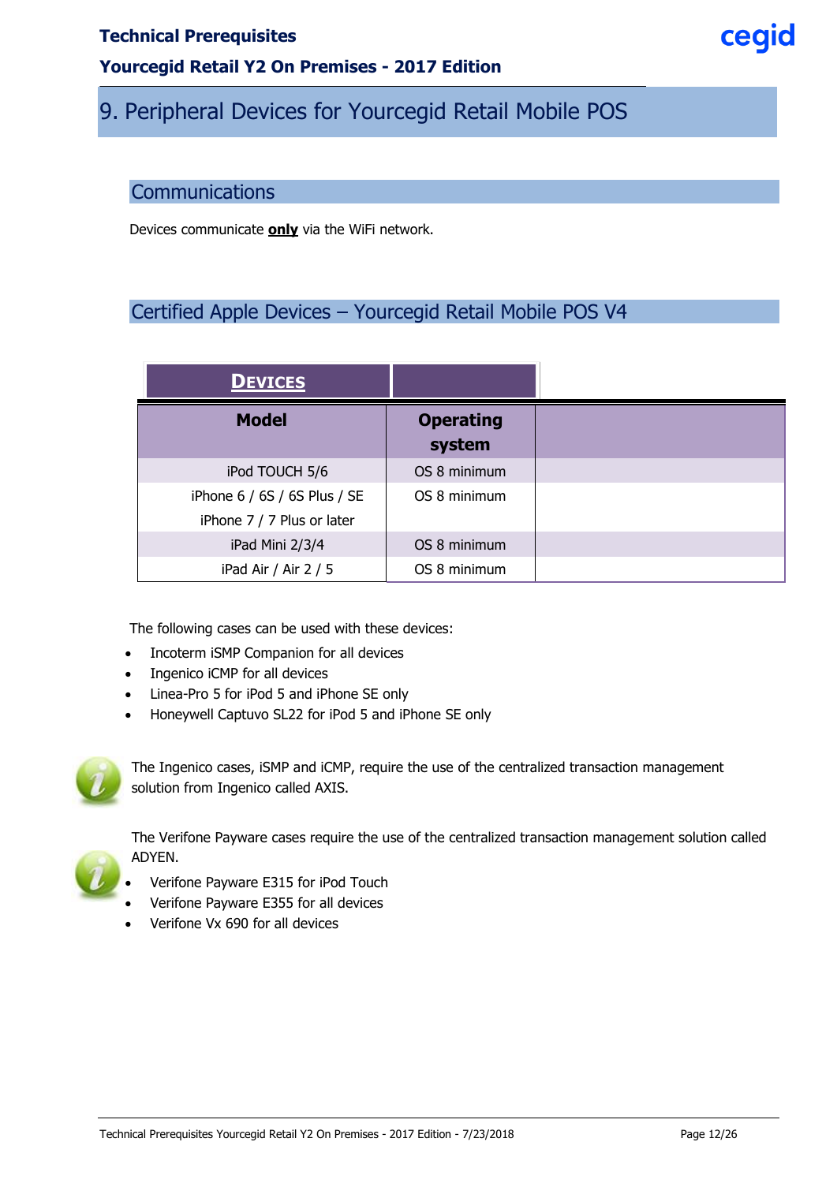# 9. Peripheral Devices for Yourcegid Retail Mobile POS

## Communications

Devices communicate **only** via the WiFi network.

## Certified Apple Devices – Yourcegid Retail Mobile POS V4

| **DEVICES** | | |
|---|---|---|
| **Model** | **Operating system** | |
| iPod TOUCH 5/6 | OS 8 minimum | |
| iPhone 6 / 6S / 6S Plus / SE<br>iPhone 7 / 7 Plus or later | OS 8 minimum | |
| iPad Mini 2/3/4 | OS 8 minimum | |
| iPad Air / Air 2 / 5 | OS 8 minimum | |

The following cases can be used with these devices:

- Incoterm iSMP Companion for all devices
- Ingenico iCMP for all devices
- Linea-Pro 5 for iPod 5 and iPhone SE only
- Honeywell Captuvo SL22 for iPod 5 and iPhone SE only

The Ingenico cases, iSMP and iCMP, require the use of the centralized transaction management solution from Ingenico called AXIS.

The Verifone Payware cases require the use of the centralized transaction management solution called ADYEN.

- Verifone Payware E315 for iPod Touch
- Verifone Payware E355 for all devices
- Verifone Vx 690 for all devices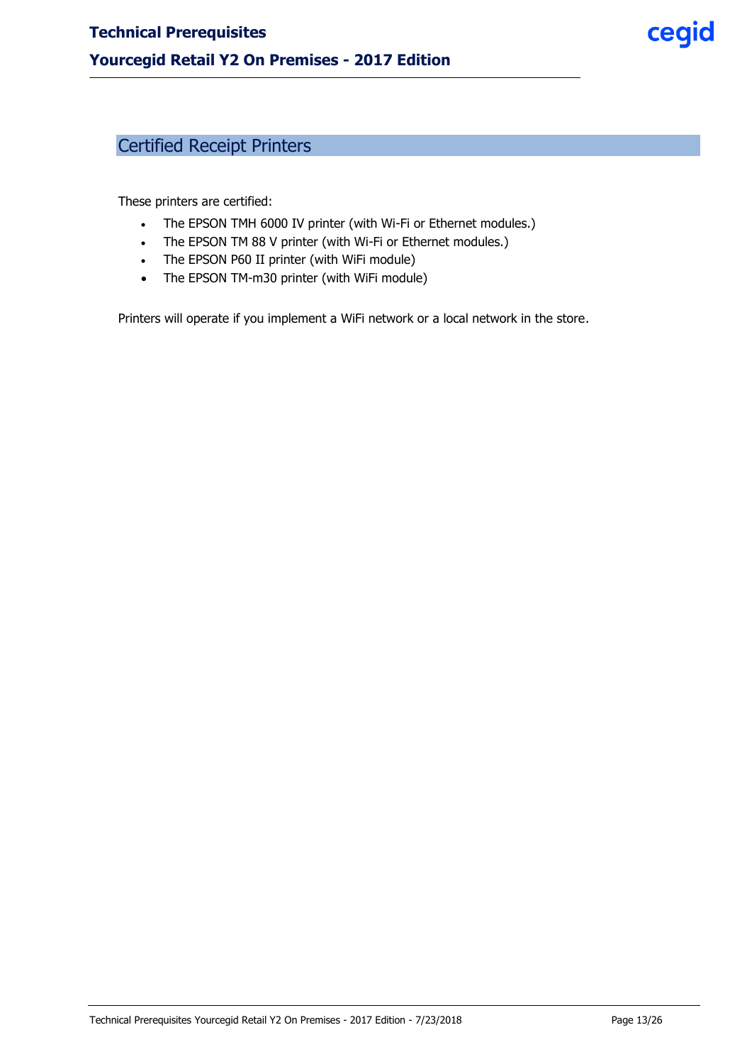## Certified Receipt Printers

These printers are certified:

- The EPSON TMH 6000 IV printer (with Wi-Fi or Ethernet modules.)
- The EPSON TM 88 V printer (with Wi-Fi or Ethernet modules.)
- The EPSON P60 II printer (with WiFi module)
- The EPSON TM-m30 printer (with WiFi module)

Printers will operate if you implement a WiFi network or a local network in the store.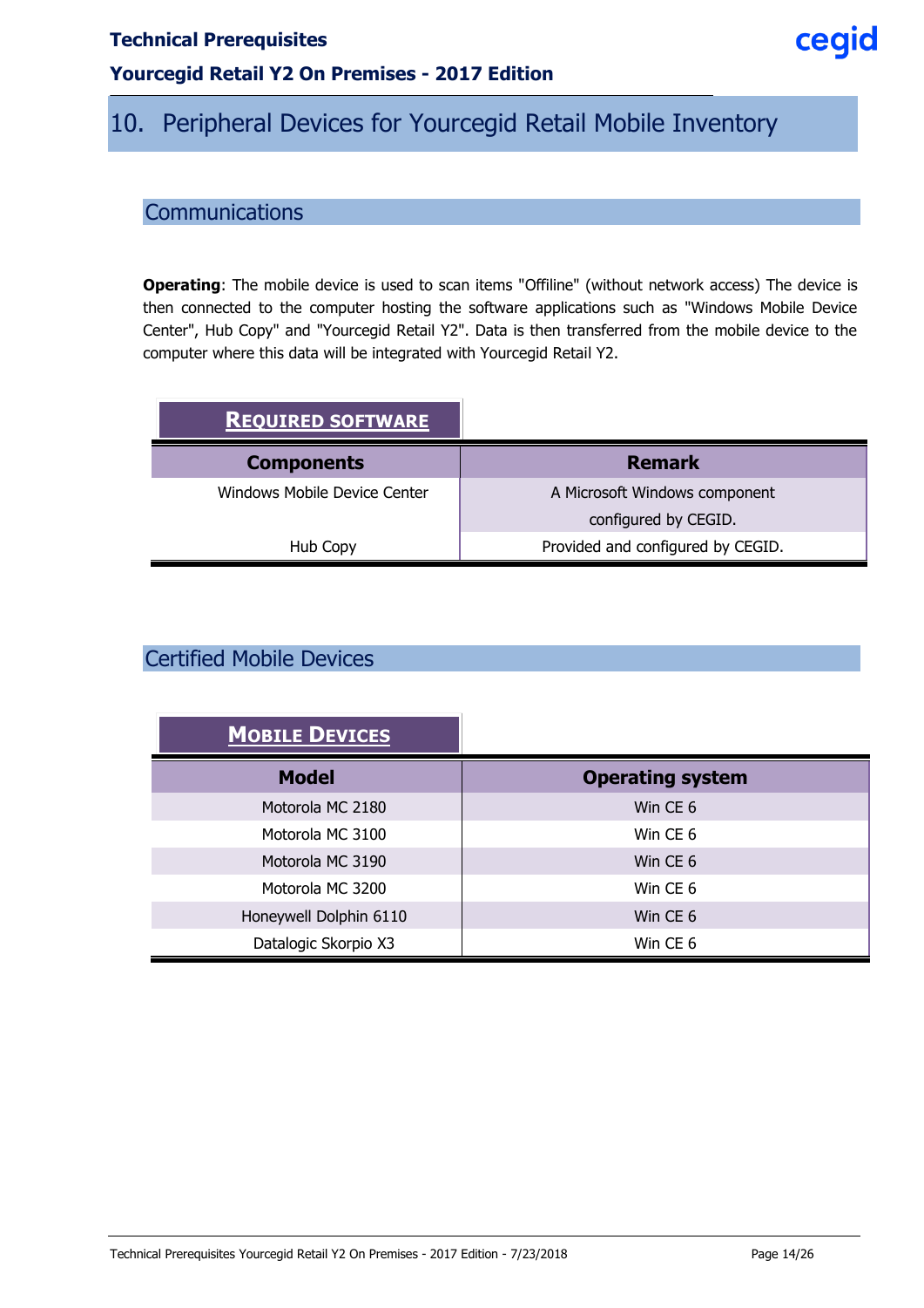# 10. Peripheral Devices for Yourcegid Retail Mobile Inventory

## Communications

**Operating**: The mobile device is used to scan items "Offiline" (without network access) The device is then connected to the computer hosting the software applications such as "Windows Mobile Device Center", Hub Copy" and "Yourcegid Retail Y2". Data is then transferred from the mobile device to the computer where this data will be integrated with Yourcegid Retail Y2.

**REQUIRED SOFTWARE**

| Components | Remark |
|---|---|
| Windows Mobile Device Center | A Microsoft Windows component configured by CEGID. |
| Hub Copy | Provided and configured by CEGID. |

## Certified Mobile Devices

**MOBILE DEVICES**

| Model | Operating system |
|---|---|
| Motorola MC 2180 | Win CE 6 |
| Motorola MC 3100 | Win CE 6 |
| Motorola MC 3190 | Win CE 6 |
| Motorola MC 3200 | Win CE 6 |
| Honeywell Dolphin 6110 | Win CE 6 |
| Datalogic Skorpio X3 | Win CE 6 |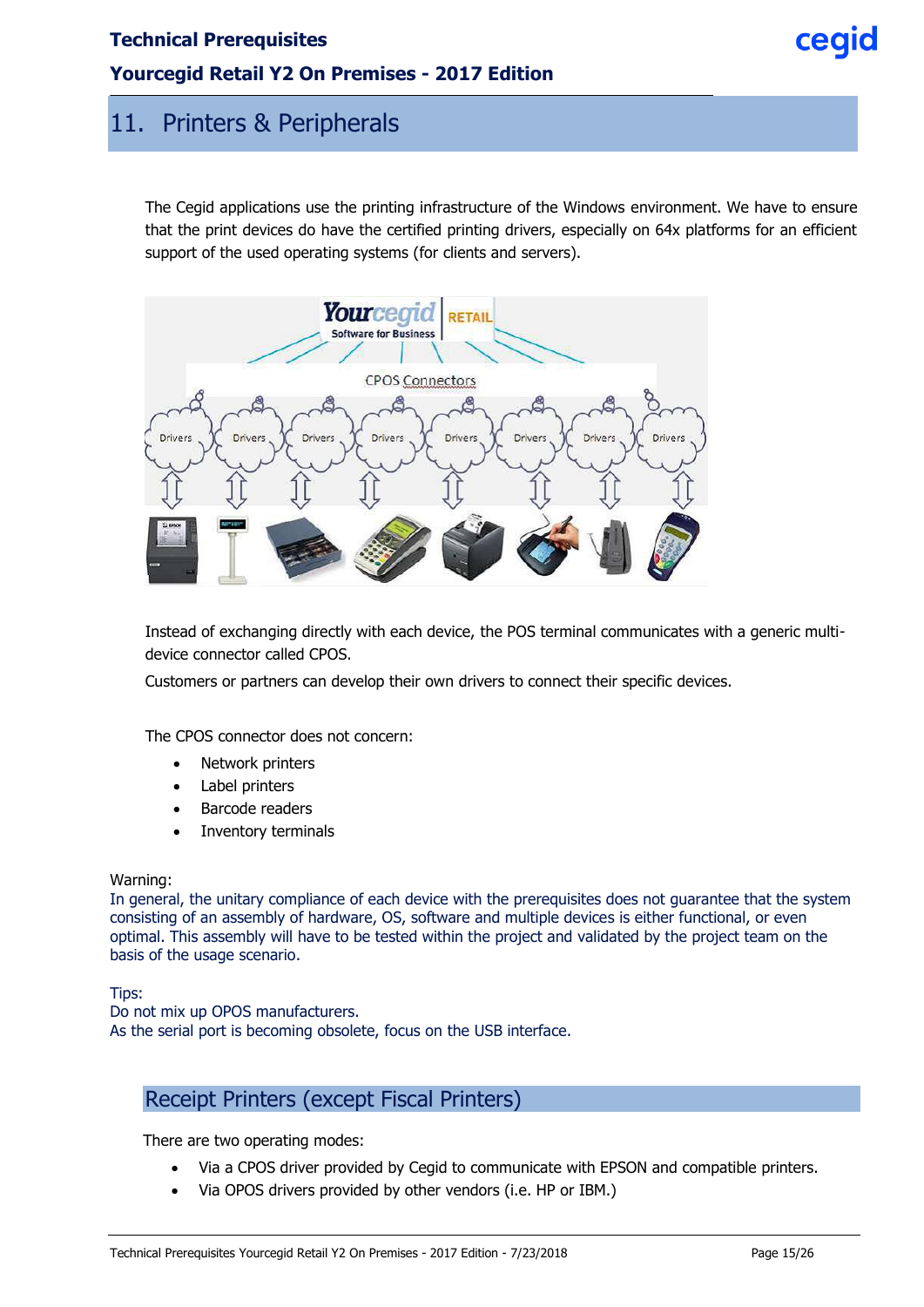# 11. Printers & Peripherals

The Cegid applications use the printing infrastructure of the Windows environment. We have to ensure that the print devices do have the certified printing drivers, especially on 64x platforms for an efficient support of the used operating systems (for clients and servers).

Instead of exchanging directly with each device, the POS terminal communicates with a generic multi-device connector called CPOS.

Customers or partners can develop their own drivers to connect their specific devices.

The CPOS connector does not concern:

- Network printers
- Label printers
- Barcode readers
- Inventory terminals

Warning:
In general, the unitary compliance of each device with the prerequisites does not guarantee that the system consisting of an assembly of hardware, OS, software and multiple devices is either functional, or even optimal. This assembly will have to be tested within the project and validated by the project team on the basis of the usage scenario.

Tips:
Do not mix up OPOS manufacturers.
As the serial port is becoming obsolete, focus on the USB interface.

## Receipt Printers (except Fiscal Printers)

There are two operating modes:

- Via a CPOS driver provided by Cegid to communicate with EPSON and compatible printers.
- Via OPOS drivers provided by other vendors (i.e. HP or IBM.)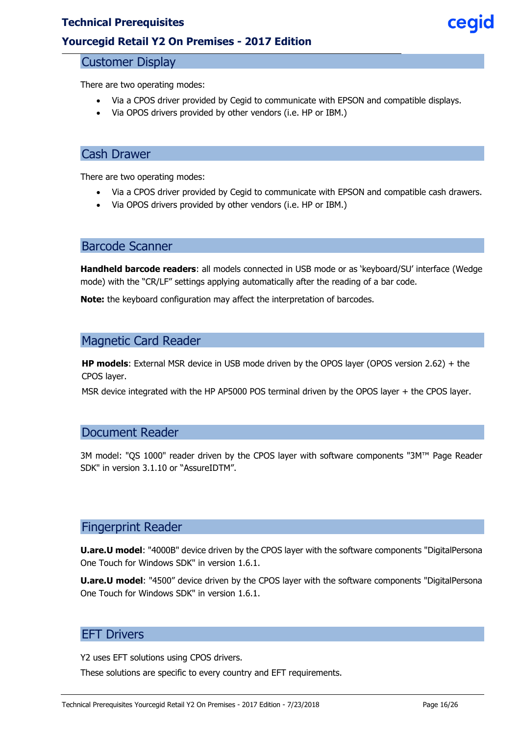## Customer Display

There are two operating modes:

- Via a CPOS driver provided by Cegid to communicate with EPSON and compatible displays.
- Via OPOS drivers provided by other vendors (i.e. HP or IBM.)

## Cash Drawer

There are two operating modes:

- Via a CPOS driver provided by Cegid to communicate with EPSON and compatible cash drawers.
- Via OPOS drivers provided by other vendors (i.e. HP or IBM.)

## Barcode Scanner

**Handheld barcode readers**: all models connected in USB mode or as 'keyboard/SU' interface (Wedge mode) with the "CR/LF" settings applying automatically after the reading of a bar code.

**Note:** the keyboard configuration may affect the interpretation of barcodes.

## Magnetic Card Reader

**HP models**: External MSR device in USB mode driven by the OPOS layer (OPOS version 2.62) + the CPOS layer.

MSR device integrated with the HP AP5000 POS terminal driven by the OPOS layer + the CPOS layer.

## Document Reader

3M model: "QS 1000" reader driven by the CPOS layer with software components "3M™ Page Reader SDK" in version 3.1.10 or "AssureIDTM".

## Fingerprint Reader

**U.are.U model**: "4000B" device driven by the CPOS layer with the software components "DigitalPersona One Touch for Windows SDK" in version 1.6.1.

**U.are.U model**: "4500" device driven by the CPOS layer with the software components "DigitalPersona One Touch for Windows SDK" in version 1.6.1.

## EFT Drivers

Y2 uses EFT solutions using CPOS drivers.

These solutions are specific to every country and EFT requirements.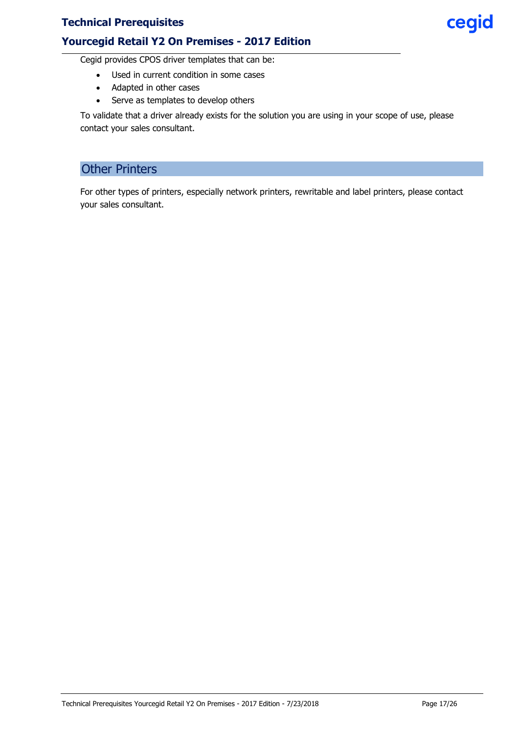Cegid provides CPOS driver templates that can be:

- Used in current condition in some cases
- Adapted in other cases
- Serve as templates to develop others

To validate that a driver already exists for the solution you are using in your scope of use, please contact your sales consultant.

## Other Printers

For other types of printers, especially network printers, rewritable and label printers, please contact your sales consultant.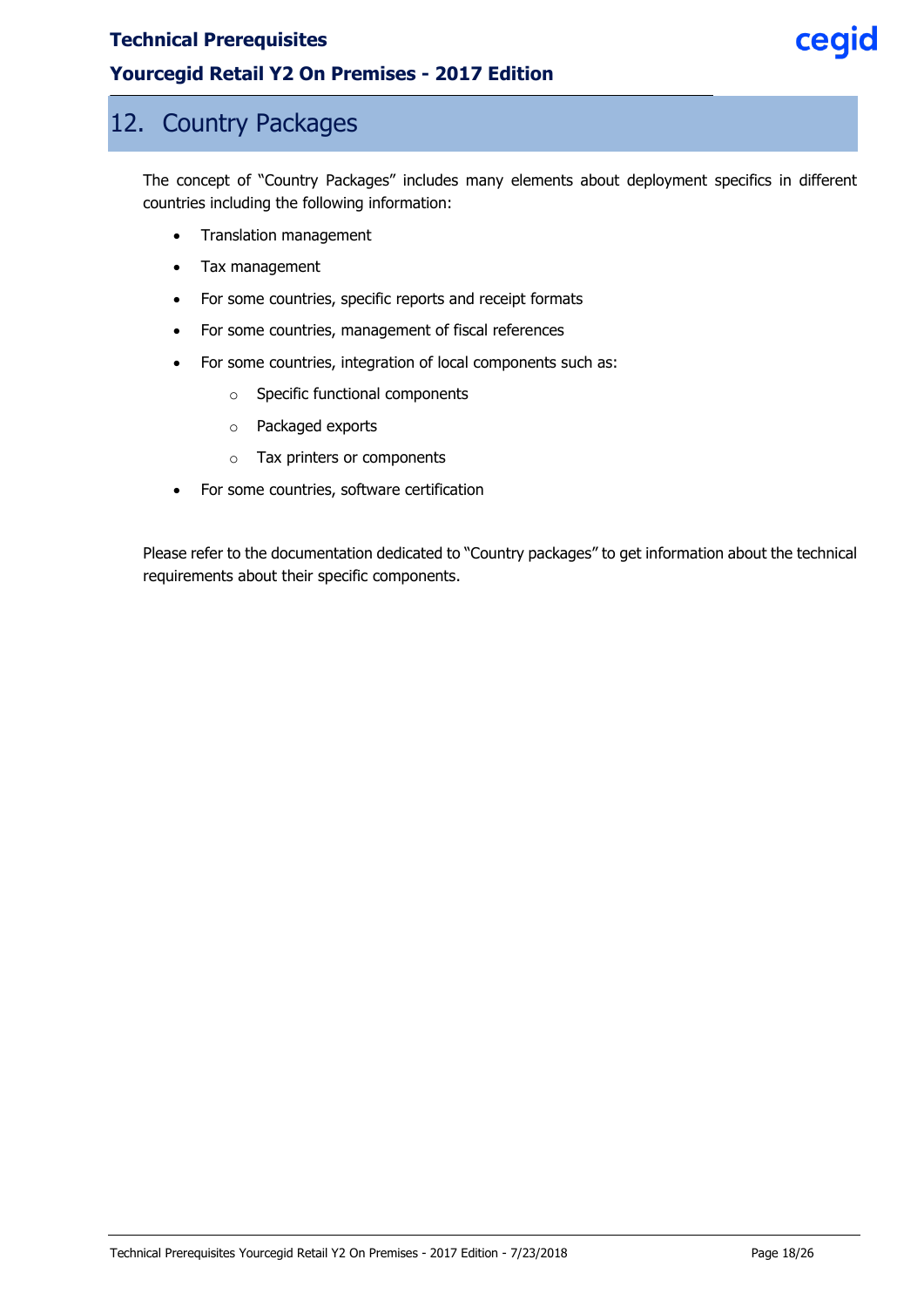# 12. Country Packages

The concept of "Country Packages" includes many elements about deployment specifics in different countries including the following information:

- Translation management
- Tax management
- For some countries, specific reports and receipt formats
- For some countries, management of fiscal references
- For some countries, integration of local components such as:
  - Specific functional components
  - Packaged exports
  - Tax printers or components
- For some countries, software certification

Please refer to the documentation dedicated to "Country packages" to get information about the technical requirements about their specific components.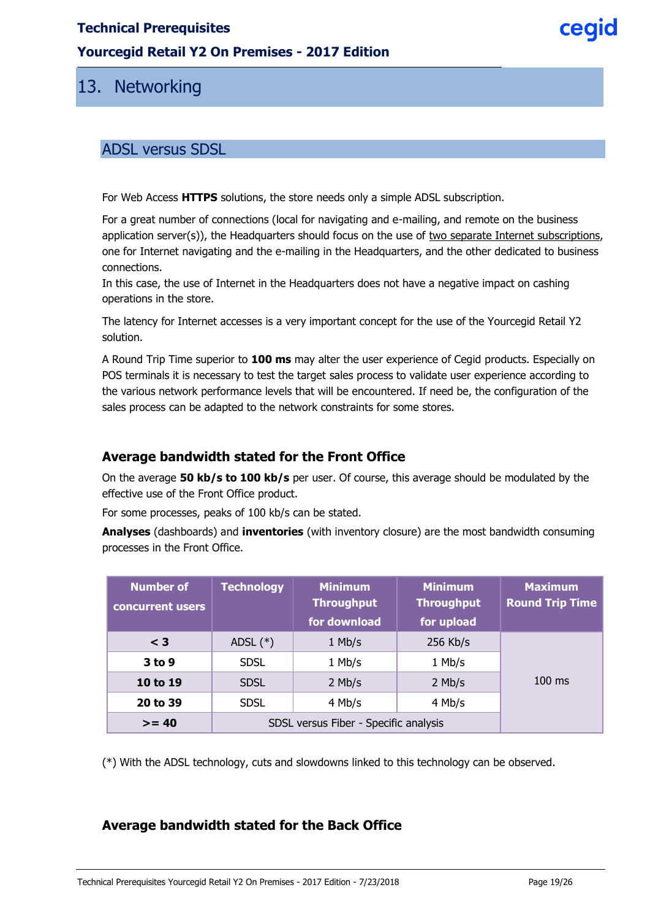# 13. Networking

## ADSL versus SDSL

For Web Access **HTTPS** solutions, the store needs only a simple ADSL subscription.

For a great number of connections (local for navigating and e-mailing, and remote on the business application server(s)), the Headquarters should focus on the use of two separate Internet subscriptions, one for Internet navigating and the e-mailing in the Headquarters, and the other dedicated to business connections.
In this case, the use of Internet in the Headquarters does not have a negative impact on cashing operations in the store.

The latency for Internet accesses is a very important concept for the use of the Yourcegid Retail Y2 solution.

A Round Trip Time superior to **100 ms** may alter the user experience of Cegid products. Especially on POS terminals it is necessary to test the target sales process to validate user experience according to the various network performance levels that will be encountered. If need be, the configuration of the sales process can be adapted to the network constraints for some stores.

### Average bandwidth stated for the Front Office

On the average **50 kb/s to 100 kb/s** per user. Of course, this average should be modulated by the effective use of the Front Office product.

For some processes, peaks of 100 kb/s can be stated.

**Analyses** (dashboards) and **inventories** (with inventory closure) are the most bandwidth consuming processes in the Front Office.

| Number of concurrent users | Technology | Minimum Throughput for download | Minimum Throughput for upload | Maximum Round Trip Time |
|---|---|---|---|---|
| **< 3** | ADSL (*) | 1 Mb/s | 256 Kb/s | 100 ms |
| **3 to 9** | SDSL | 1 Mb/s | 1 Mb/s | |
| **10 to 19** | SDSL | 2 Mb/s | 2 Mb/s | |
| **20 to 39** | SDSL | 4 Mb/s | 4 Mb/s | |
| **>= 40** | SDSL versus Fiber - Specific analysis | | | |

(*) With the ADSL technology, cuts and slowdowns linked to this technology can be observed.

### Average bandwidth stated for the Back Office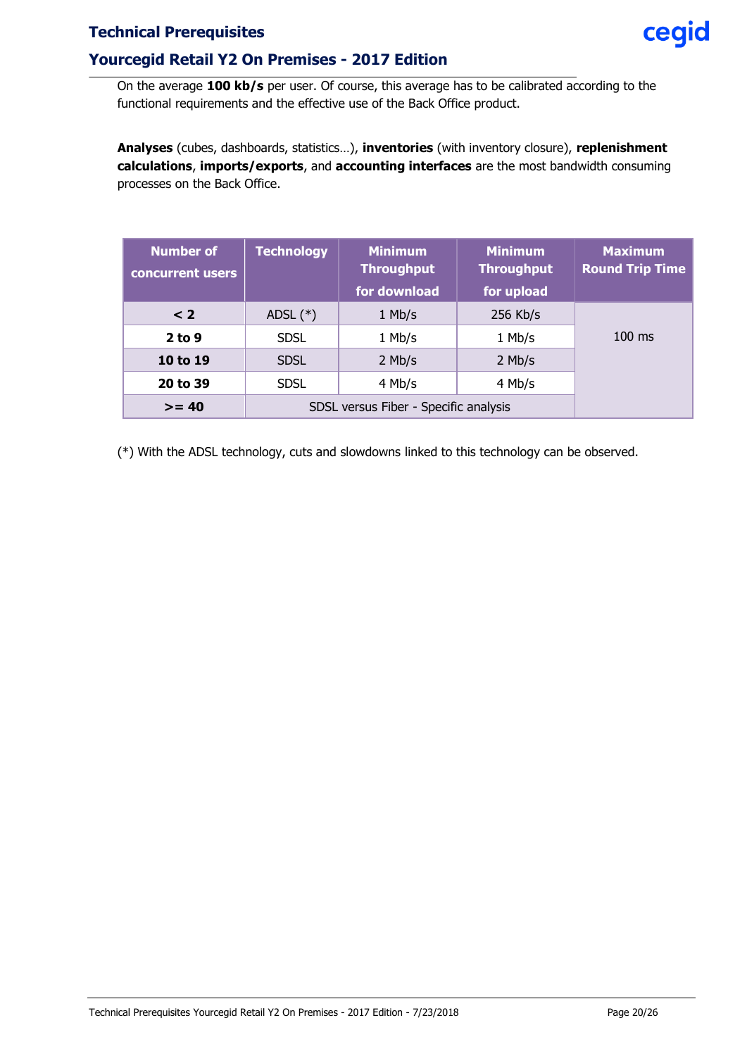On the average **100 kb/s** per user. Of course, this average has to be calibrated according to the functional requirements and the effective use of the Back Office product.

**Analyses** (cubes, dashboards, statistics…), **inventories** (with inventory closure), **replenishment calculations**, **imports/exports**, and **accounting interfaces** are the most bandwidth consuming processes on the Back Office.

| Number of concurrent users | Technology | Minimum Throughput for download | Minimum Throughput for upload | Maximum Round Trip Time |
|---|---|---|---|---|
| **< 2** | ADSL (*) | 1 Mb/s | 256 Kb/s | 100 ms |
| **2 to 9** | SDSL | 1 Mb/s | 1 Mb/s | |
| **10 to 19** | SDSL | 2 Mb/s | 2 Mb/s | |
| **20 to 39** | SDSL | 4 Mb/s | 4 Mb/s | |
| **>= 40** | SDSL versus Fiber - Specific analysis | | | |

(*) With the ADSL technology, cuts and slowdowns linked to this technology can be observed.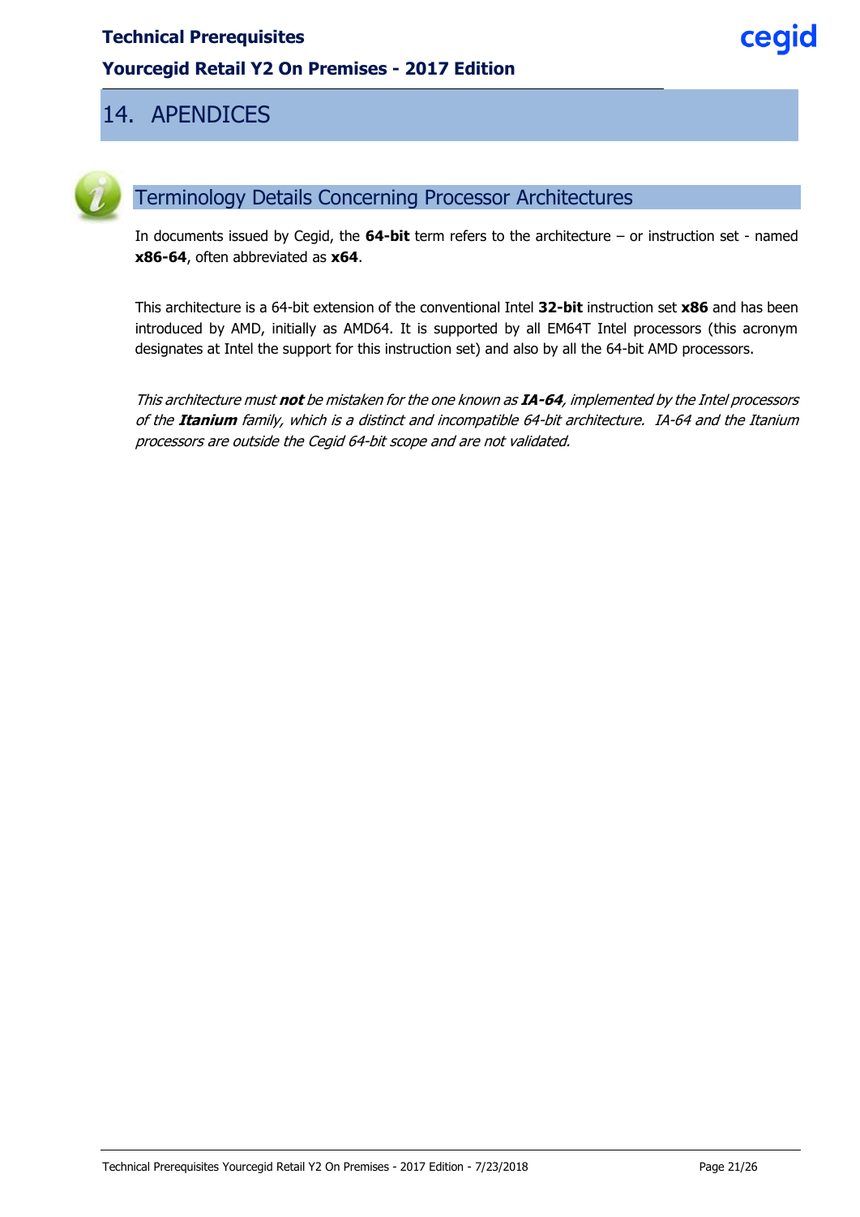# 14. APENDICES

## Terminology Details Concerning Processor Architectures

In documents issued by Cegid, the **64-bit** term refers to the architecture – or instruction set - named **x86-64**, often abbreviated as **x64**.

This architecture is a 64-bit extension of the conventional Intel **32-bit** instruction set **x86** and has been introduced by AMD, initially as AMD64. It is supported by all EM64T Intel processors (this acronym designates at Intel the support for this instruction set) and also by all the 64-bit AMD processors.

*This architecture must **not** be mistaken for the one known as **IA-64**, implemented by the Intel processors of the **Itanium** family, which is a distinct and incompatible 64-bit architecture. IA-64 and the Itanium processors are outside the Cegid 64-bit scope and are not validated.*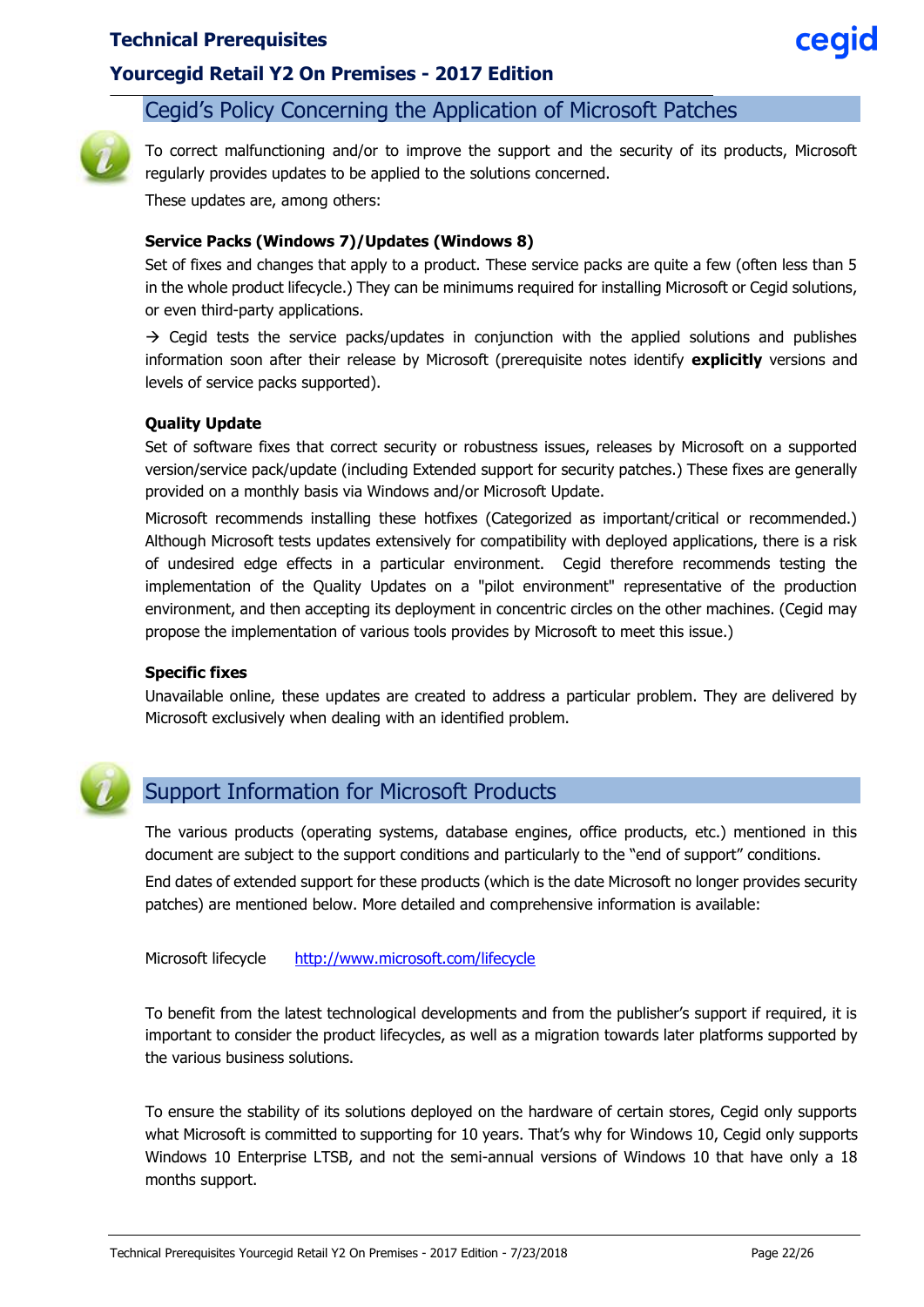## Cegid's Policy Concerning the Application of Microsoft Patches

To correct malfunctioning and/or to improve the support and the security of its products, Microsoft regularly provides updates to be applied to the solutions concerned.

These updates are, among others:

**Service Packs (Windows 7)/Updates (Windows 8)**

Set of fixes and changes that apply to a product. These service packs are quite a few (often less than 5 in the whole product lifecycle.) They can be minimums required for installing Microsoft or Cegid solutions, or even third-party applications.

→ Cegid tests the service packs/updates in conjunction with the applied solutions and publishes information soon after their release by Microsoft (prerequisite notes identify **explicitly** versions and levels of service packs supported).

**Quality Update**

Set of software fixes that correct security or robustness issues, releases by Microsoft on a supported version/service pack/update (including Extended support for security patches.) These fixes are generally provided on a monthly basis via Windows and/or Microsoft Update.

Microsoft recommends installing these hotfixes (Categorized as important/critical or recommended.) Although Microsoft tests updates extensively for compatibility with deployed applications, there is a risk of undesired edge effects in a particular environment. Cegid therefore recommends testing the implementation of the Quality Updates on a "pilot environment" representative of the production environment, and then accepting its deployment in concentric circles on the other machines. (Cegid may propose the implementation of various tools provides by Microsoft to meet this issue.)

**Specific fixes**

Unavailable online, these updates are created to address a particular problem. They are delivered by Microsoft exclusively when dealing with an identified problem.

## Support Information for Microsoft Products

The various products (operating systems, database engines, office products, etc.) mentioned in this document are subject to the support conditions and particularly to the "end of support" conditions.

End dates of extended support for these products (which is the date Microsoft no longer provides security patches) are mentioned below. More detailed and comprehensive information is available:

Microsoft lifecycle [http://www.microsoft.com/lifecycle](http://www.microsoft.com/lifecycle)

To benefit from the latest technological developments and from the publisher's support if required, it is important to consider the product lifecycles, as well as a migration towards later platforms supported by the various business solutions.

To ensure the stability of its solutions deployed on the hardware of certain stores, Cegid only supports what Microsoft is committed to supporting for 10 years. That's why for Windows 10, Cegid only supports Windows 10 Enterprise LTSB, and not the semi-annual versions of Windows 10 that have only a 18 months support.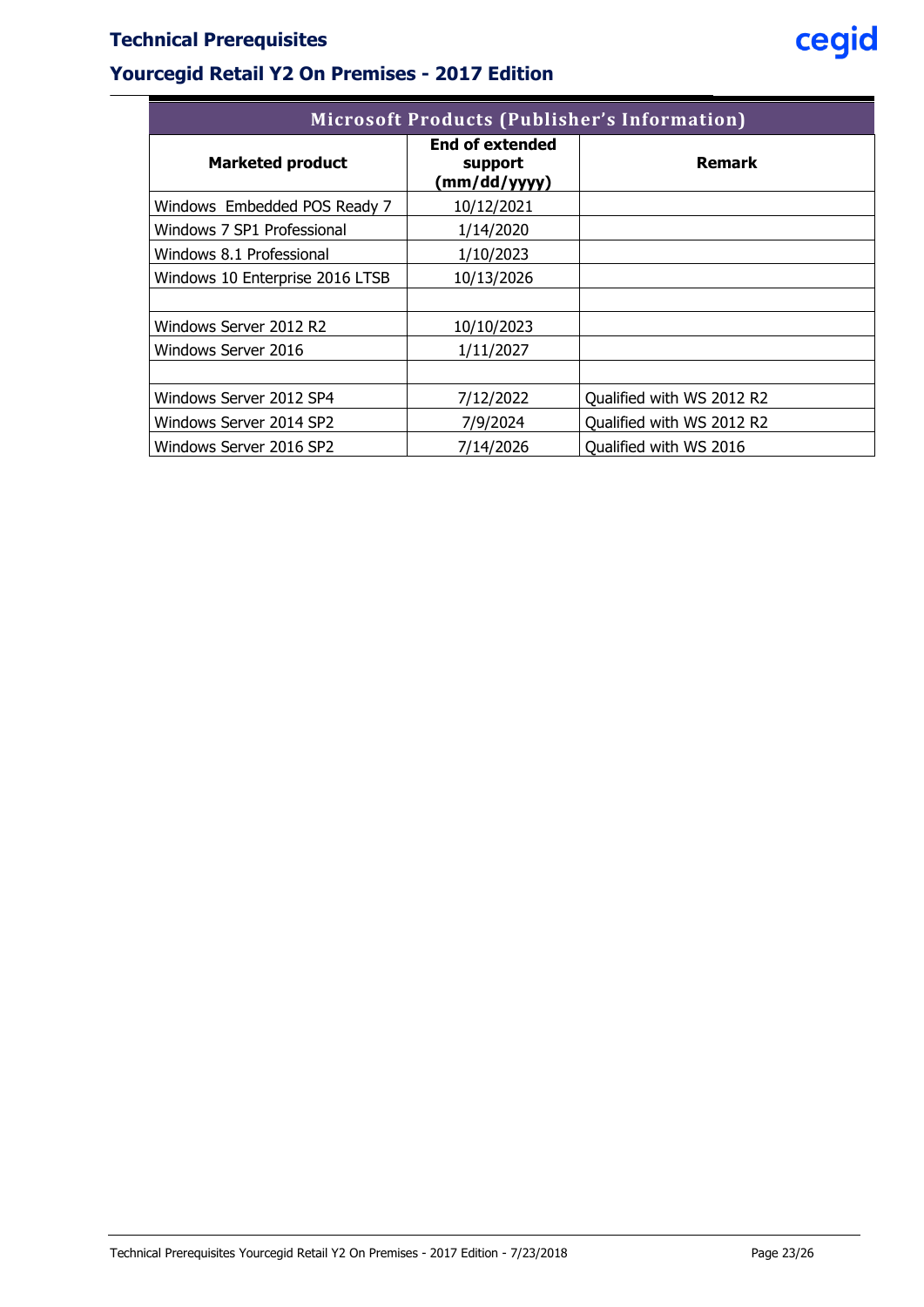| Microsoft Products (Publisher's Information) | | |
|---|---|---|
| **Marketed product** | **End of extended support (mm/dd/yyyy)** | **Remark** |
| Windows Embedded POS Ready 7 | 10/12/2021 | |
| Windows 7 SP1 Professional | 1/14/2020 | |
| Windows 8.1 Professional | 1/10/2023 | |
| Windows 10 Enterprise 2016 LTSB | 10/13/2026 | |
| | | |
| Windows Server 2012 R2 | 10/10/2023 | |
| Windows Server 2016 | 1/11/2027 | |
| | | |
| Windows Server 2012 SP4 | 7/12/2022 | Qualified with WS 2012 R2 |
| Windows Server 2014 SP2 | 7/9/2024 | Qualified with WS 2012 R2 |
| Windows Server 2016 SP2 | 7/14/2026 | Qualified with WS 2016 |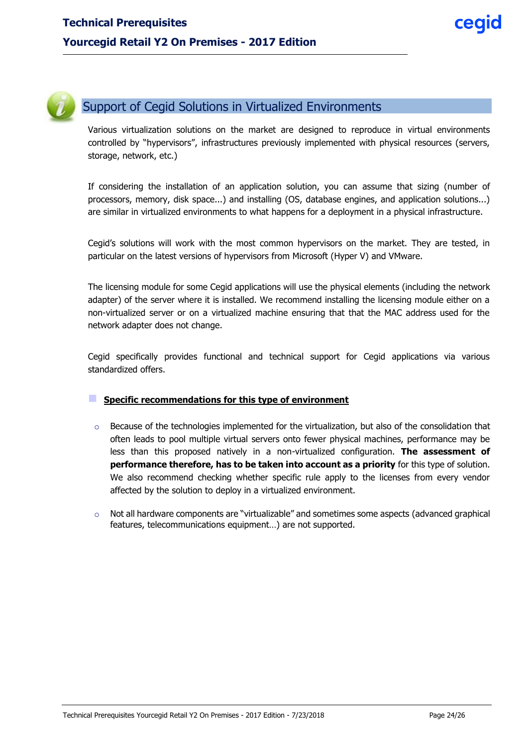## Support of Cegid Solutions in Virtualized Environments

Various virtualization solutions on the market are designed to reproduce in virtual environments controlled by "hypervisors", infrastructures previously implemented with physical resources (servers, storage, network, etc.)

If considering the installation of an application solution, you can assume that sizing (number of processors, memory, disk space...) and installing (OS, database engines, and application solutions...) are similar in virtualized environments to what happens for a deployment in a physical infrastructure.

Cegid's solutions will work with the most common hypervisors on the market. They are tested, in particular on the latest versions of hypervisors from Microsoft (Hyper V) and VMware.

The licensing module for some Cegid applications will use the physical elements (including the network adapter) of the server where it is installed. We recommend installing the licensing module either on a non-virtualized server or on a virtualized machine ensuring that that the MAC address used for the network adapter does not change.

Cegid specifically provides functional and technical support for Cegid applications via various standardized offers.

### Specific recommendations for this type of environment

- Because of the technologies implemented for the virtualization, but also of the consolidation that often leads to pool multiple virtual servers onto fewer physical machines, performance may be less than this proposed natively in a non-virtualized configuration. **The assessment of performance therefore, has to be taken into account as a priority** for this type of solution. We also recommend checking whether specific rule apply to the licenses from every vendor affected by the solution to deploy in a virtualized environment.
- Not all hardware components are "virtualizable" and sometimes some aspects (advanced graphical features, telecommunications equipment…) are not supported.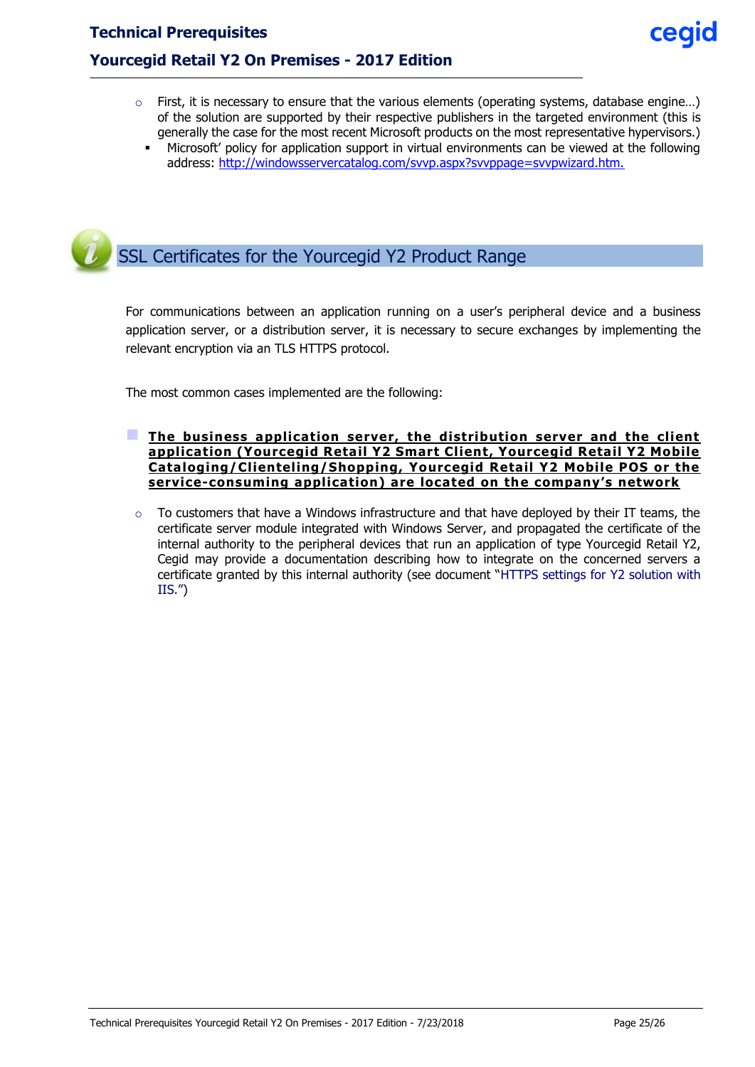- First, it is necessary to ensure that the various elements (operating systems, database engine…) of the solution are supported by their respective publishers in the targeted environment (this is generally the case for the most recent Microsoft products on the most representative hypervisors.)
  - Microsoft' policy for application support in virtual environments can be viewed at the following address: http://windowsservercatalog.com/svvp.aspx?svvppage=svvpwizard.htm.

## SSL Certificates for the Yourcegid Y2 Product Range

For communications between an application running on a user's peripheral device and a business application server, or a distribution server, it is necessary to secure exchanges by implementing the relevant encryption via an TLS HTTPS protocol.

The most common cases implemented are the following:

- **The business application server, the distribution server and the client application (Yourcegid Retail Y2 Smart Client, Yourcegid Retail Y2 Mobile Cataloging/Clienteling/Shopping, Yourcegid Retail Y2 Mobile POS or the service-consuming application) are located on the company's network**

  - To customers that have a Windows infrastructure and that have deployed by their IT teams, the certificate server module integrated with Windows Server, and propagated the certificate of the internal authority to the peripheral devices that run an application of type Yourcegid Retail Y2, Cegid may provide a documentation describing how to integrate on the concerned servers a certificate granted by this internal authority (see document "HTTPS settings for Y2 solution with IIS.")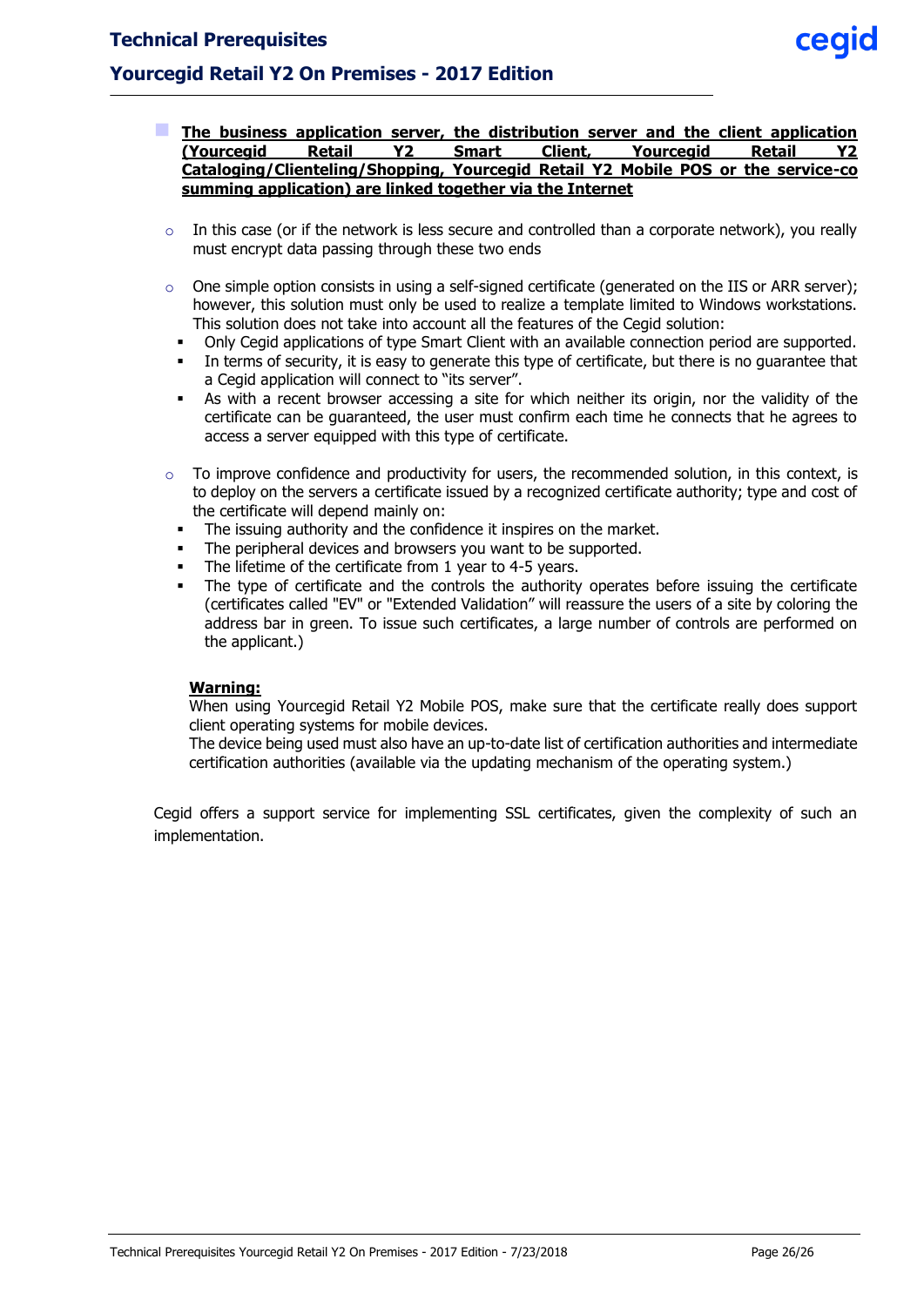- **<u>The business application server, the distribution server and the client application (Yourcegid Retail Y2 Smart Client, Yourcegid Retail Y2 Cataloging/Clienteling/Shopping, Yourcegid Retail Y2 Mobile POS or the service-co summing application) are linked together via the Internet</u>**

  - In this case (or if the network is less secure and controlled than a corporate network), you really must encrypt data passing through these two ends

  - One simple option consists in using a self-signed certificate (generated on the IIS or ARR server); however, this solution must only be used to realize a template limited to Windows workstations. This solution does not take into account all the features of the Cegid solution:
    - Only Cegid applications of type Smart Client with an available connection period are supported.
    - In terms of security, it is easy to generate this type of certificate, but there is no guarantee that a Cegid application will connect to "its server".
    - As with a recent browser accessing a site for which neither its origin, nor the validity of the certificate can be guaranteed, the user must confirm each time he connects that he agrees to access a server equipped with this type of certificate.

  - To improve confidence and productivity for users, the recommended solution, in this context, is to deploy on the servers a certificate issued by a recognized certificate authority; type and cost of the certificate will depend mainly on:
    - The issuing authority and the confidence it inspires on the market.
    - The peripheral devices and browsers you want to be supported.
    - The lifetime of the certificate from 1 year to 4-5 years.
    - The type of certificate and the controls the authority operates before issuing the certificate (certificates called "EV" or "Extended Validation" will reassure the users of a site by coloring the address bar in green. To issue such certificates, a large number of controls are performed on the applicant.)

  **<u>Warning:</u>**
  When using Yourcegid Retail Y2 Mobile POS, make sure that the certificate really does support client operating systems for mobile devices.
  The device being used must also have an up-to-date list of certification authorities and intermediate certification authorities (available via the updating mechanism of the operating system.)

Cegid offers a support service for implementing SSL certificates, given the complexity of such an implementation.